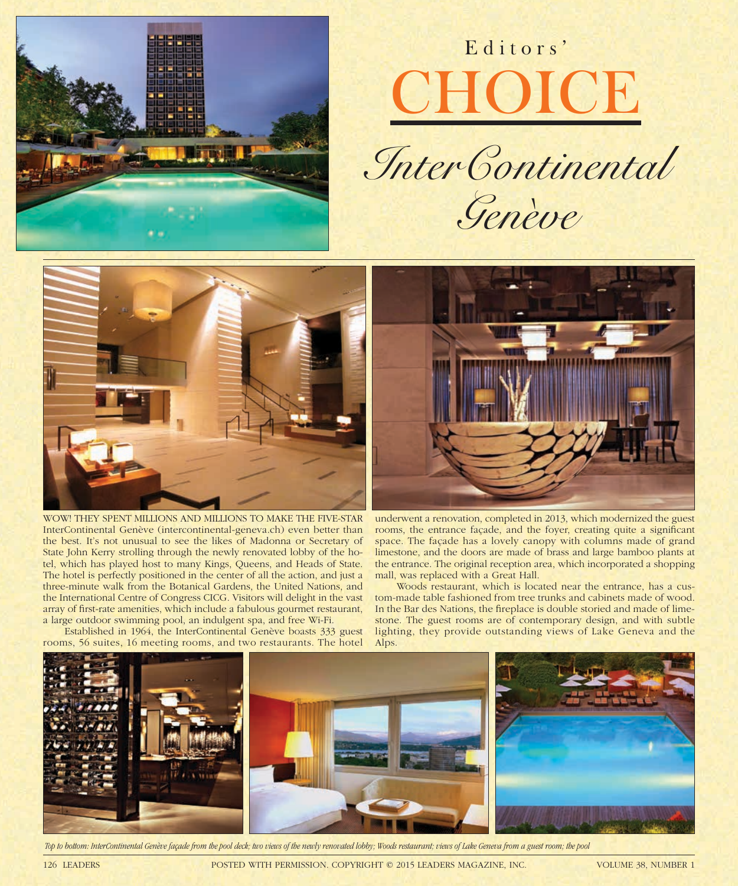Editors'

# CHOICE

## *InterContinental Genève*

WOW! THEY SPENT MILLIONS AND MILLIONS TO MAKE THE FIVE-STAR InterContinental Genève (intercontinental-geneva.ch) even better than the best. It's not unusual to see the likes of Madonna or Secretary of State John Kerry strolling through the newly renovated lobby of the hotel, which has played host to many Kings, Queens, and Heads of State. The hotel is perfectly positioned in the center of all the action, and just a three-minute walk from the Botanical Gardens, the United Nations, and the International Centre of Congress CICG. Visitors will delight in the vast array of first-rate amenities, which include a fabulous gourmet restaurant, a large outdoor swimming pool, an indulgent spa, and free Wi-Fi.

Established in 1964, the InterContinental Genève boasts 333 guest rooms, 56 suites, 16 meeting rooms, and two restaurants. The hotel underwent a renovation, completed in 2013, which modernized the guest rooms, the entrance façade, and the foyer, creating quite a significant space. The façade has a lovely canopy with columns made of grand limestone, and the doors are made of brass and large bamboo plants at the entrance. The original reception area, which incorporated a shopping mall, was replaced with a Great Hall.

Woods restaurant, which is located near the entrance, has a custom-made table fashioned from tree trunks and cabinets made of wood. In the Bar des Nations, the fireplace is double storied and made of limestone. The guest rooms are of contemporary design, and with subtle lighting, they provide outstanding views of Lake Geneva and the Alps.

*Top to bottom: InterContinental Genève façade from the pool deck; two views of the newly renovated lobby; Woods restaurant; views of Lake Geneva from a guest room; the pool*

POSTED WITH PERMISSION. COPYRIGHT © 2015 LEADERS MAGAZINE, INC.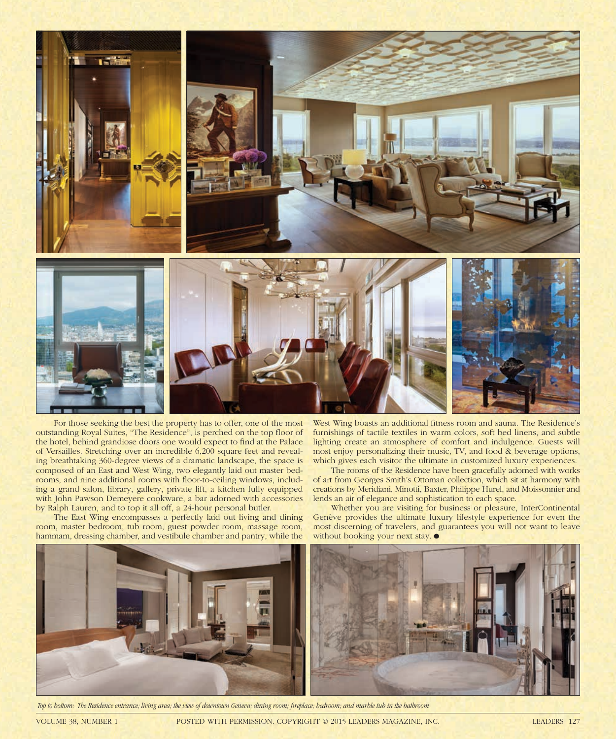For those seeking the best the property has to offer, one of the most outstanding Royal Suites, "The Residence", is perched on the top floor of the hotel, behind grandiose doors one would expect to find at the Palace of Versailles. Stretching over an incredible 6,200 square feet and revealing breathtaking 360-degree views of a dramatic landscape, the space is composed of an East and West Wing, two elegantly laid out master bedrooms, and nine additional rooms with floor-to-ceiling windows, including a grand salon, library, gallery, private lift, a kitchen fully equipped with John Pawson Demeyere cookware, a bar adorned with accessories by Ralph Lauren, and to top it all off, a 24-hour personal butler.

The East Wing encompasses a perfectly laid out living and dining room, master bedroom, tub room, guest powder room, massage room, hammam, dressing chamber, and vestibule chamber and pantry, while the West Wing boasts an additional fitness room and sauna. The Residence's furnishings of tactile textiles in warm colors, soft bed linens, and subtle lighting create an atmosphere of comfort and indulgence. Guests will most enjoy personalizing their music, TV, and food & beverage options, which gives each visitor the ultimate in customized luxury experiences.

The rooms of the Residence have been gracefully adorned with works of art from Georges Smith's Ottoman collection, which sit at harmony with creations by Meridiani, Minotti, Baxter, Philippe Hurel, and Moissonnier and lends an air of elegance and sophistication to each space.

Whether you are visiting for business or pleasure, InterContinental Genève provides the ultimate luxury lifestyle experience for even the most discerning of travelers, and guarantees you will not want to leave without booking your next stay. ●

*Top to bottom: The Residence entrance; living area; the view of downtown Geneva; dining room; fireplace; bedroom; and marble tub in the bathroom*

POSTED WITH PERMISSION. COPYRIGHT © 2015 LEADERS MAGAZINE, INC.